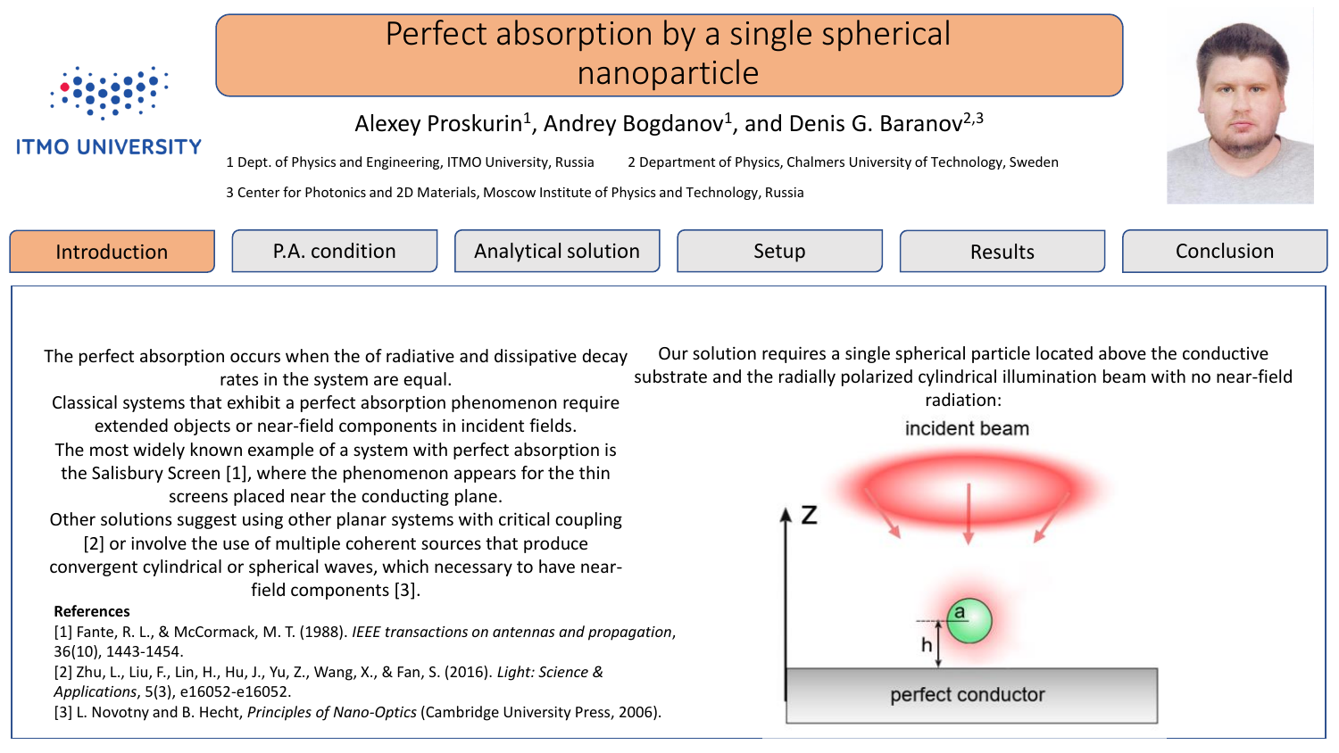# Perfect absorption by a single spherical nanoparticle

Alexey Proskurin[1], Andrey Bogdanov[1], and Denis G. Baranov[2,3]

1 Dept. of Physics and Engineering, ITMO University, Russia
2 Department of Physics, Chalmers University of Technology, Sweden
3 Center for Photonics and 2D Materials, Moscow Institute of Physics and Technology, Russia

Introduction | P.A. condition | Analytical solution | Setup | Results | Conclusion

The perfect absorption occurs when the of radiative and dissipative decay rates in the system are equal.
Classical systems that exhibit a perfect absorption phenomenon require extended objects or near-field components in incident fields.
The most widely known example of a system with perfect absorption is the Salisbury Screen [1], where the phenomenon appears for the thin screens placed near the conducting plane.
Other solutions suggest using other planar systems with critical coupling [2] or involve the use of multiple coherent sources that produce convergent cylindrical or spherical waves, which necessary to have near-field components [3].

**References**

[1] Fante, R. L., & McCormack, M. T. (1988). *IEEE transactions on antennas and propagation*, 36(10), 1443-1454.
[2] Zhu, L., Liu, F., Lin, H., Hu, J., Yu, Z., Wang, X., & Fan, S. (2016). *Light: Science & Applications*, 5(3), e16052-e16052.
[3] L. Novotny and B. Hecht, *Principles of Nano-Optics* (Cambridge University Press, 2006).

Our solution requires a single spherical particle located above the conductive substrate and the radially polarized cylindrical illumination beam with no near-field radiation:

incident beam

Z

a

h

perfect conductor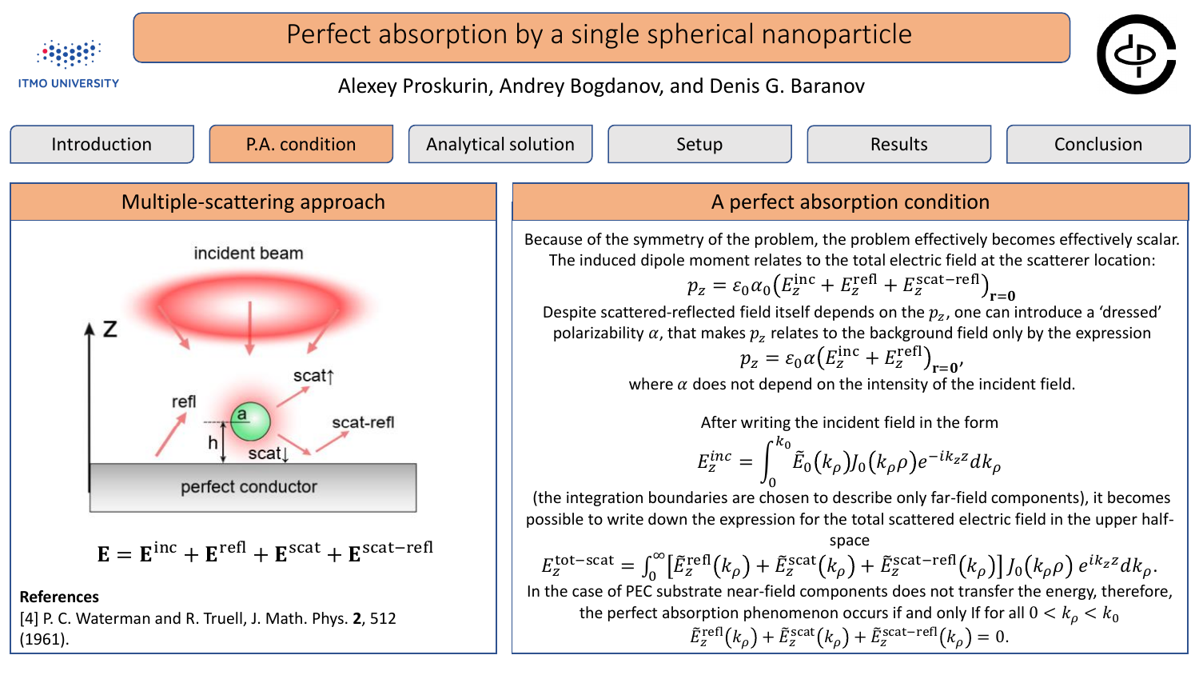# Perfect absorption by a single spherical nanoparticle

Alexey Proskurin, Andrey Bogdanov, and Denis G. Baranov

Introduction | P.A. condition | Analytical solution | Setup | Results | Conclusion

## Multiple-scattering approach

incident beam

Z

refl

scat↑

scat-refl

a

h

scat↓

perfect conductor

$$\mathbf{E} = \mathbf{E}^{\text{inc}} + \mathbf{E}^{\text{refl}} + \mathbf{E}^{\text{scat}} + \mathbf{E}^{\text{scat-refl}}$$

**References**

[4] P. C. Waterman and R. Truell, J. Math. Phys. **2**, 512 (1961).

## A perfect absorption condition

Because of the symmetry of the problem, the problem effectively becomes effectively scalar. The induced dipole moment relates to the total electric field at the scatterer location:

$$p_z = \varepsilon_0 \alpha_0 \left(E_z^{\text{inc}} + E_z^{\text{refl}} + E_z^{\text{scat-refl}}\right)_{\mathbf{r}=\mathbf{0}}$$

Despite scattered-reflected field itself depends on the $p_z$, one can introduce a 'dressed' polarizability $\alpha$, that makes $p_z$ relates to the background field only by the expression

$$p_z = \varepsilon_0 \alpha \left(E_z^{\text{inc}} + E_z^{\text{refl}}\right)_{\mathbf{r}=\mathbf{0}},$$

where $\alpha$ does not depend on the intensity of the incident field.

After writing the incident field in the form

$$E_z^{inc} = \int_0^{k_0} \tilde{E}_0(k_\rho) J_0(k_\rho \rho) e^{-ik_z z} dk_\rho$$

(the integration boundaries are chosen to describe only far-field components), it becomes possible to write down the expression for the total scattered electric field in the upper half-space

$$E_z^{\text{tot-scat}} = \int_0^{\infty} \left[\tilde{E}_z^{\text{refl}}(k_\rho) + \tilde{E}_z^{\text{scat}}(k_\rho) + \tilde{E}_z^{\text{scat-refl}}(k_\rho)\right] J_0(k_\rho \rho)\, e^{ik_z z} dk_\rho.$$

In the case of PEC substrate near-field components does not transfer the energy, therefore, the perfect absorption phenomenon occurs if and only If for all $0 < k_\rho < k_0$

$$\tilde{E}_z^{\text{refl}}(k_\rho) + \tilde{E}_z^{\text{scat}}(k_\rho) + \tilde{E}_z^{\text{scat-refl}}(k_\rho) = 0.$$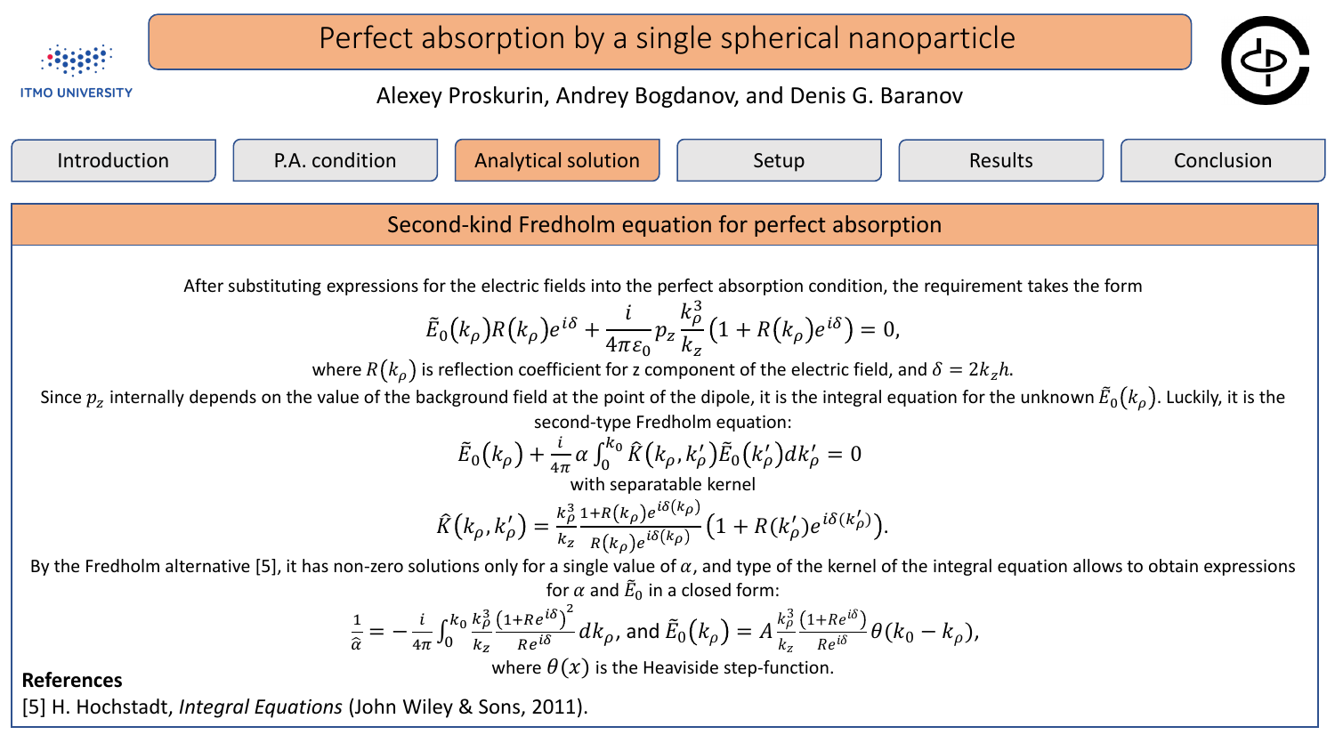# Perfect absorption by a single spherical nanoparticle

Alexey Proskurin, Andrey Bogdanov, and Denis G. Baranov

Introduction | P.A. condition | Analytical solution | Setup | Results | Conclusion

## Second-kind Fredholm equation for perfect absorption

After substituting expressions for the electric fields into the perfect absorption condition, the requirement takes the form

$$\tilde{E}_0(k_\rho)R(k_\rho)e^{i\delta} + \frac{i}{4\pi\varepsilon_0}p_z\frac{k_\rho^3}{k_z}\left(1 + R(k_\rho)e^{i\delta}\right) = 0,$$

where $R(k_\rho)$ is reflection coefficient for z component of the electric field, and $\delta = 2k_z h$.

Since $p_z$ internally depends on the value of the background field at the point of the dipole, it is the integral equation for the unknown $\tilde{E}_0(k_\rho)$. Luckily, it is the second-type Fredholm equation:

$$\tilde{E}_0(k_\rho) + \frac{i}{4\pi}\alpha\int_0^{k_0}\hat{K}(k_\rho, k_\rho')\tilde{E}_0(k_\rho')dk_\rho' = 0$$

with separatable kernel

$$\hat{K}(k_\rho, k_\rho') = \frac{k_\rho^3}{k_z}\frac{1+R(k_\rho)e^{i\delta(k_\rho)}}{R(k_\rho)e^{i\delta(k_\rho)}}\left(1 + R(k_\rho')e^{i\delta(k_\rho')}\right).$$

By the Fredholm alternative [5], it has non-zero solutions only for a single value of $\alpha$, and type of the kernel of the integral equation allows to obtain expressions for $\alpha$ and $\tilde{E}_0$ in a closed form:

$$\frac{1}{\hat{\alpha}} = -\frac{i}{4\pi}\int_0^{k_0}\frac{k_\rho^3}{k_z}\frac{\left(1+Re^{i\delta}\right)^2}{Re^{i\delta}}dk_\rho, \text{ and } \tilde{E}_0(k_\rho) = A\frac{k_\rho^3}{k_z}\frac{\left(1+Re^{i\delta}\right)}{Re^{i\delta}}\theta(k_0 - k_\rho),$$

where $\theta(x)$ is the Heaviside step-function.

**References**

[5] H. Hochstadt, *Integral Equations* (John Wiley & Sons, 2011).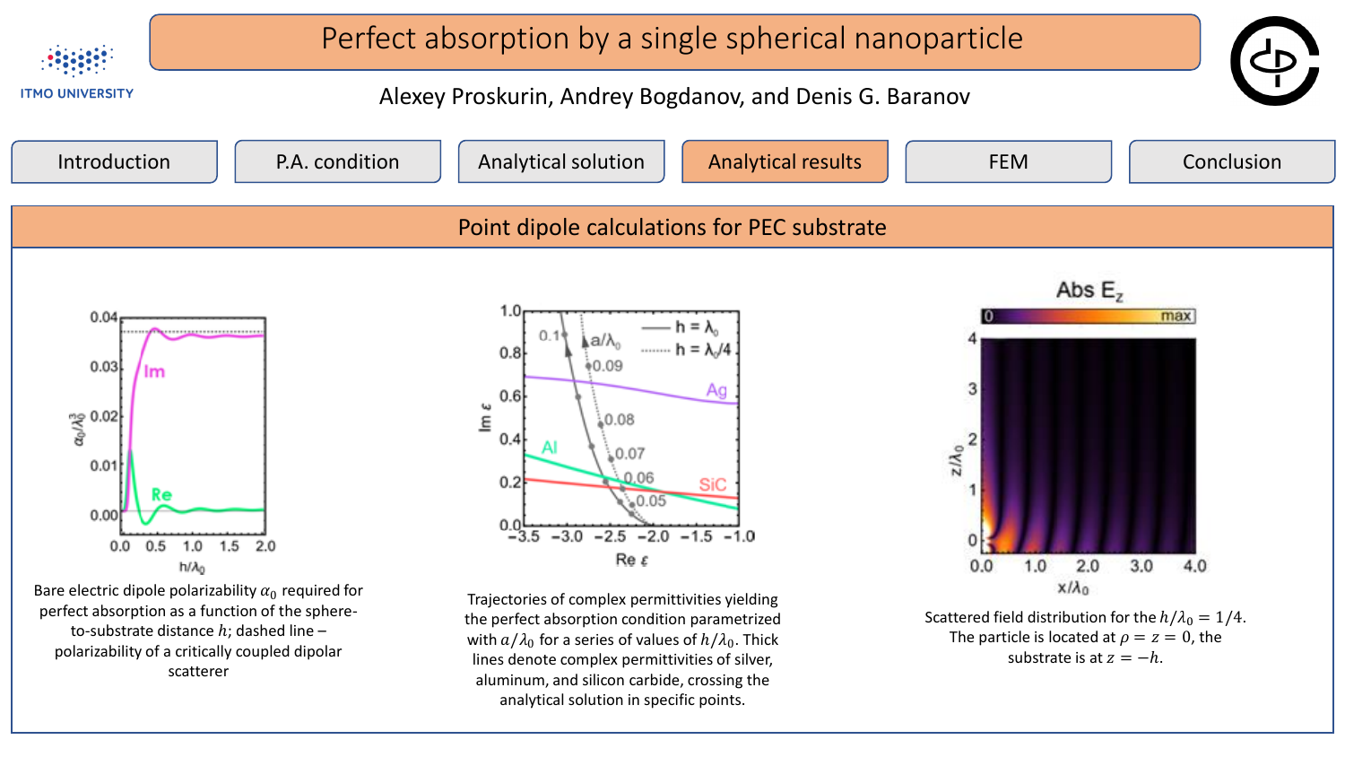# Perfect absorption by a single spherical nanoparticle

Alexey Proskurin, Andrey Bogdanov, and Denis G. Baranov

ITMO UNIVERSITY

Introduction | P.A. condition | Analytical solution | Analytical results | FEM | Conclusion

## Point dipole calculations for PEC substrate

Bare electric dipole polarizability $\alpha_0$ required for perfect absorption as a function of the sphere-to-substrate distance $h$; dashed line – polarizability of a critically coupled dipolar scatterer

Trajectories of complex permittivities yielding the perfect absorption condition parametrized with $a/\lambda_0$ for a series of values of $h/\lambda_0$. Thick lines denote complex permittivities of silver, aluminum, and silicon carbide, crossing the analytical solution in specific points.

Scattered field distribution for the $h/\lambda_0 = 1/4$. The particle is located at $\rho = z = 0$, the substrate is at $z = -h$.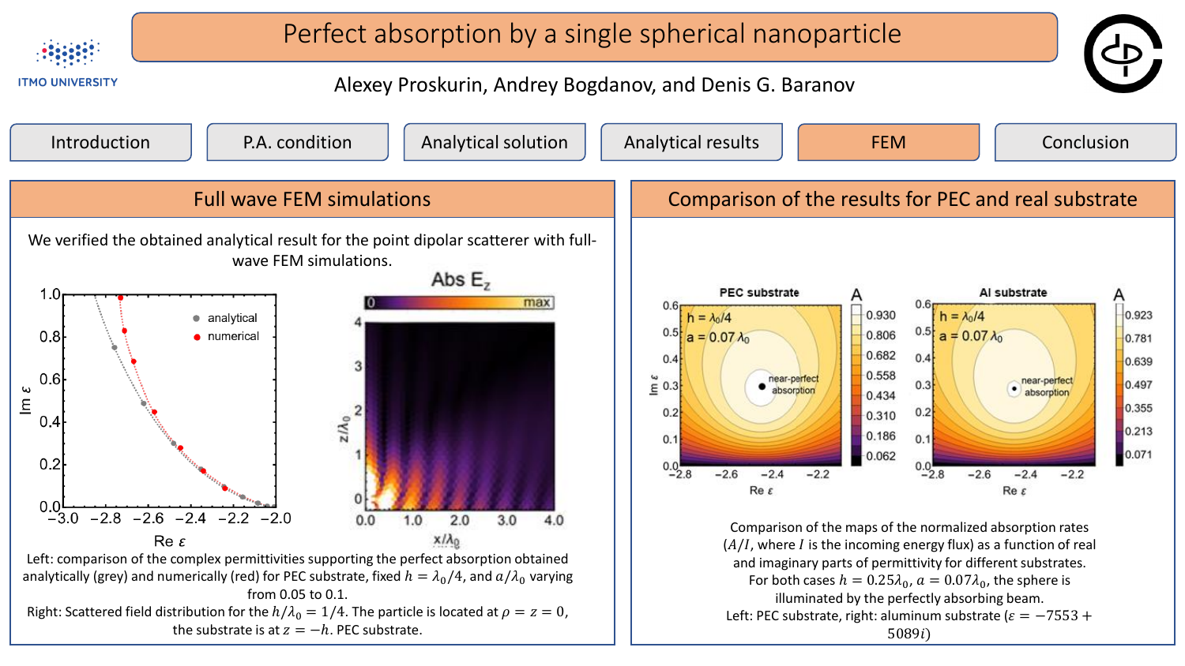# Perfect absorption by a single spherical nanoparticle

Alexey Proskurin, Andrey Bogdanov, and Denis G. Baranov

Introduction | P.A. condition | Analytical solution | Analytical results | FEM | Conclusion

## Full wave FEM simulations

We verified the obtained analytical result for the point dipolar scatterer with full-wave FEM simulations.

Left: comparison of the complex permittivities supporting the perfect absorption obtained analytically (grey) and numerically (red) for PEC substrate, fixed $h = \lambda_0/4$, and $a/\lambda_0$ varying from 0.05 to 0.1.

Right: Scattered field distribution for the $h/\lambda_0 = 1/4$. The particle is located at $\rho = z = 0$, the substrate is at $z = -h$. PEC substrate.

## Comparison of the results for PEC and real substrate

Comparison of the maps of the normalized absorption rates ($A/I$, where $I$ is the incoming energy flux) as a function of real and imaginary parts of permittivity for different substrates. For both cases $h = 0.25\lambda_0$, $a = 0.07\lambda_0$, the sphere is illuminated by the perfectly absorbing beam.

Left: PEC substrate, right: aluminum substrate ($\varepsilon = -7553 + 5089i$)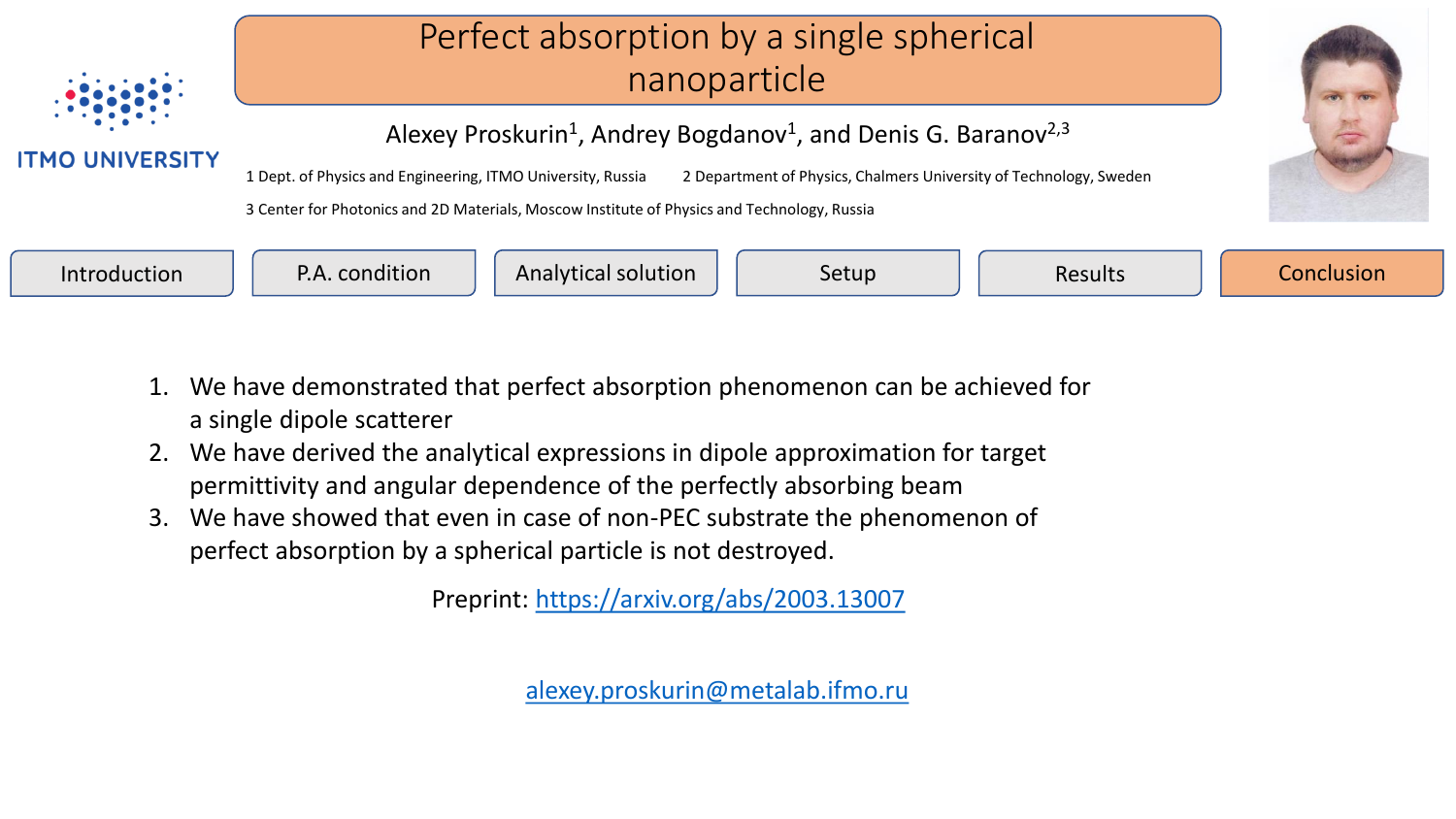# Perfect absorption by a single spherical nanoparticle

Alexey Proskurin[1], Andrey Bogdanov[1], and Denis G. Baranov[2,3]

1 Dept. of Physics and Engineering, ITMO University, Russia 2 Department of Physics, Chalmers University of Technology, Sweden

3 Center for Photonics and 2D Materials, Moscow Institute of Physics and Technology, Russia

Introduction | P.A. condition | Analytical solution | Setup | Results | Conclusion

1. We have demonstrated that perfect absorption phenomenon can be achieved for a single dipole scatterer
2. We have derived the analytical expressions in dipole approximation for target permittivity and angular dependence of the perfectly absorbing beam
3. We have showed that even in case of non-PEC substrate the phenomenon of perfect absorption by a spherical particle is not destroyed.

Preprint: https://arxiv.org/abs/2003.13007

alexey.proskurin@metalab.ifmo.ru